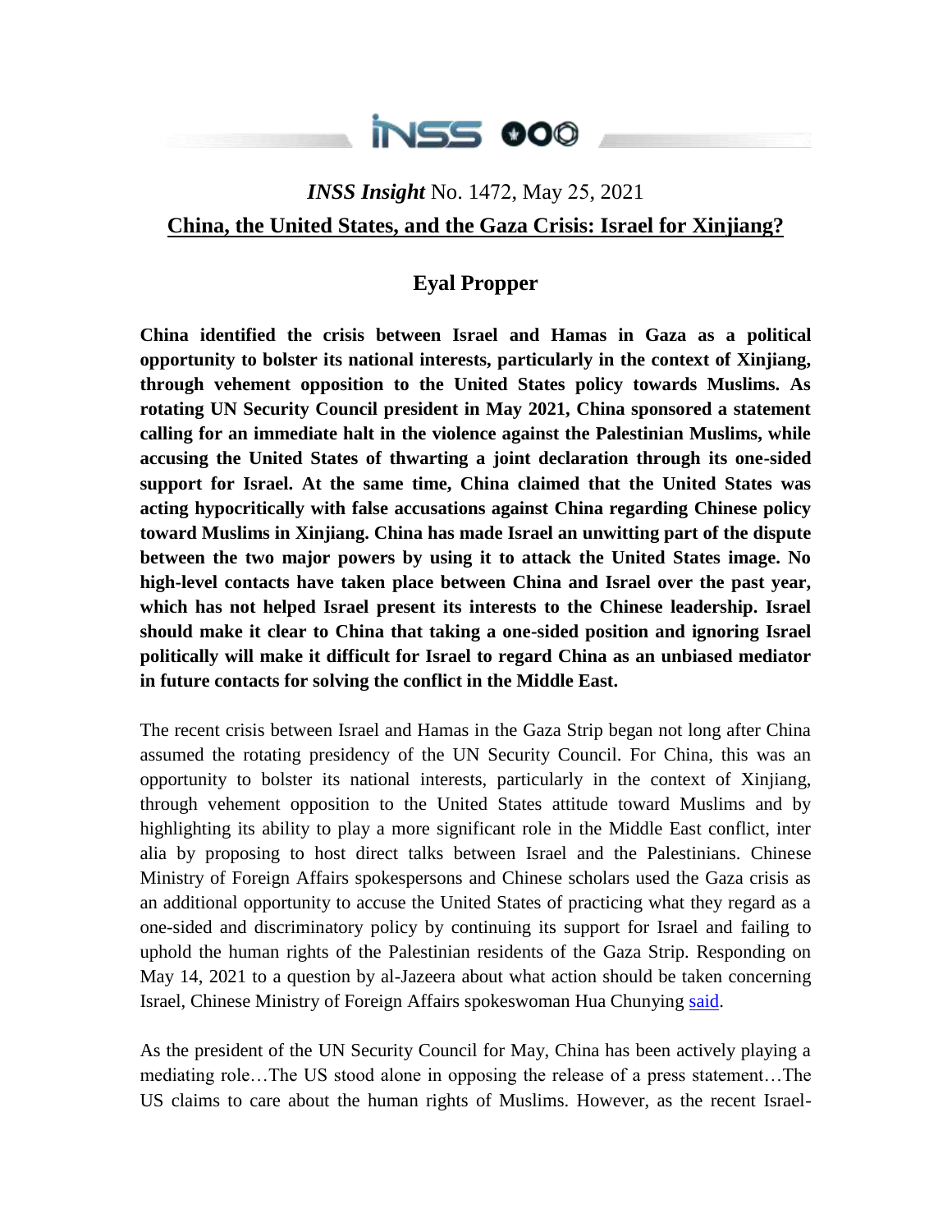*INSS Insight* No. 1472, May 25, 2021

# China, the United States, and the Gaza Crisis: Israel for Xinjiang?

## Eyal Propper

**China identified the crisis between Israel and Hamas in Gaza as a political opportunity to bolster its national interests, particularly in the context of Xinjiang, through vehement opposition to the United States policy towards Muslims. As rotating UN Security Council president in May 2021, China sponsored a statement calling for an immediate halt in the violence against the Palestinian Muslims, while accusing the United States of thwarting a joint declaration through its one-sided support for Israel. At the same time, China claimed that the United States was acting hypocritically with false accusations against China regarding Chinese policy toward Muslims in Xinjiang. China has made Israel an unwitting part of the dispute between the two major powers by using it to attack the United States image. No high-level contacts have taken place between China and Israel over the past year, which has not helped Israel present its interests to the Chinese leadership. Israel should make it clear to China that taking a one-sided position and ignoring Israel politically will make it difficult for Israel to regard China as an unbiased mediator in future contacts for solving the conflict in the Middle East.**

The recent crisis between Israel and Hamas in the Gaza Strip began not long after China assumed the rotating presidency of the UN Security Council. For China, this was an opportunity to bolster its national interests, particularly in the context of Xinjiang, through vehement opposition to the United States attitude toward Muslims and by highlighting its ability to play a more significant role in the Middle East conflict, inter alia by proposing to host direct talks between Israel and the Palestinians. Chinese Ministry of Foreign Affairs spokespersons and Chinese scholars used the Gaza crisis as an additional opportunity to accuse the United States of practicing what they regard as a one-sided and discriminatory policy by continuing its support for Israel and failing to uphold the human rights of the Palestinian residents of the Gaza Strip. Responding on May 14, 2021 to a question by al-Jazeera about what action should be taken concerning Israel, Chinese Ministry of Foreign Affairs spokeswoman Hua Chunying said.

As the president of the UN Security Council for May, China has been actively playing a mediating role…The US stood alone in opposing the release of a press statement…The US claims to care about the human rights of Muslims. However, as the recent Israel-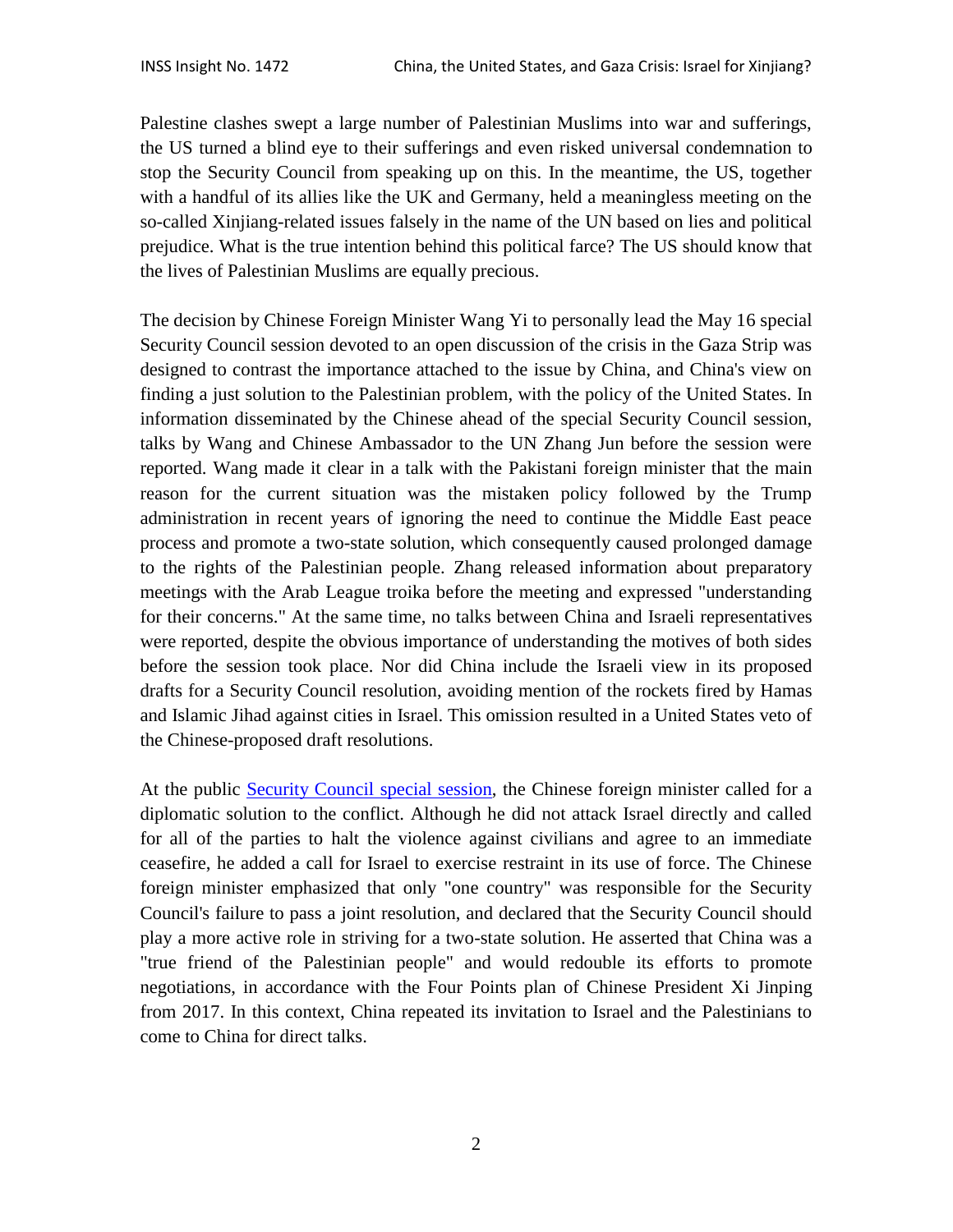Palestine clashes swept a large number of Palestinian Muslims into war and sufferings, the US turned a blind eye to their sufferings and even risked universal condemnation to stop the Security Council from speaking up on this. In the meantime, the US, together with a handful of its allies like the UK and Germany, held a meaningless meeting on the so-called Xinjiang-related issues falsely in the name of the UN based on lies and political prejudice. What is the true intention behind this political farce? The US should know that the lives of Palestinian Muslims are equally precious.

The decision by Chinese Foreign Minister Wang Yi to personally lead the May 16 special Security Council session devoted to an open discussion of the crisis in the Gaza Strip was designed to contrast the importance attached to the issue by China, and China's view on finding a just solution to the Palestinian problem, with the policy of the United States. In information disseminated by the Chinese ahead of the special Security Council session, talks by Wang and Chinese Ambassador to the UN Zhang Jun before the session were reported. Wang made it clear in a talk with the Pakistani foreign minister that the main reason for the current situation was the mistaken policy followed by the Trump administration in recent years of ignoring the need to continue the Middle East peace process and promote a two-state solution, which consequently caused prolonged damage to the rights of the Palestinian people. Zhang released information about preparatory meetings with the Arab League troika before the meeting and expressed "understanding for their concerns." At the same time, no talks between China and Israeli representatives were reported, despite the obvious importance of understanding the motives of both sides before the session took place. Nor did China include the Israeli view in its proposed drafts for a Security Council resolution, avoiding mention of the rockets fired by Hamas and Islamic Jihad against cities in Israel. This omission resulted in a United States veto of the Chinese-proposed draft resolutions.

At the public Security Council special session, the Chinese foreign minister called for a diplomatic solution to the conflict. Although he did not attack Israel directly and called for all of the parties to halt the violence against civilians and agree to an immediate ceasefire, he added a call for Israel to exercise restraint in its use of force. The Chinese foreign minister emphasized that only "one country" was responsible for the Security Council's failure to pass a joint resolution, and declared that the Security Council should play a more active role in striving for a two-state solution. He asserted that China was a "true friend of the Palestinian people" and would redouble its efforts to promote negotiations, in accordance with the Four Points plan of Chinese President Xi Jinping from 2017. In this context, China repeated its invitation to Israel and the Palestinians to come to China for direct talks.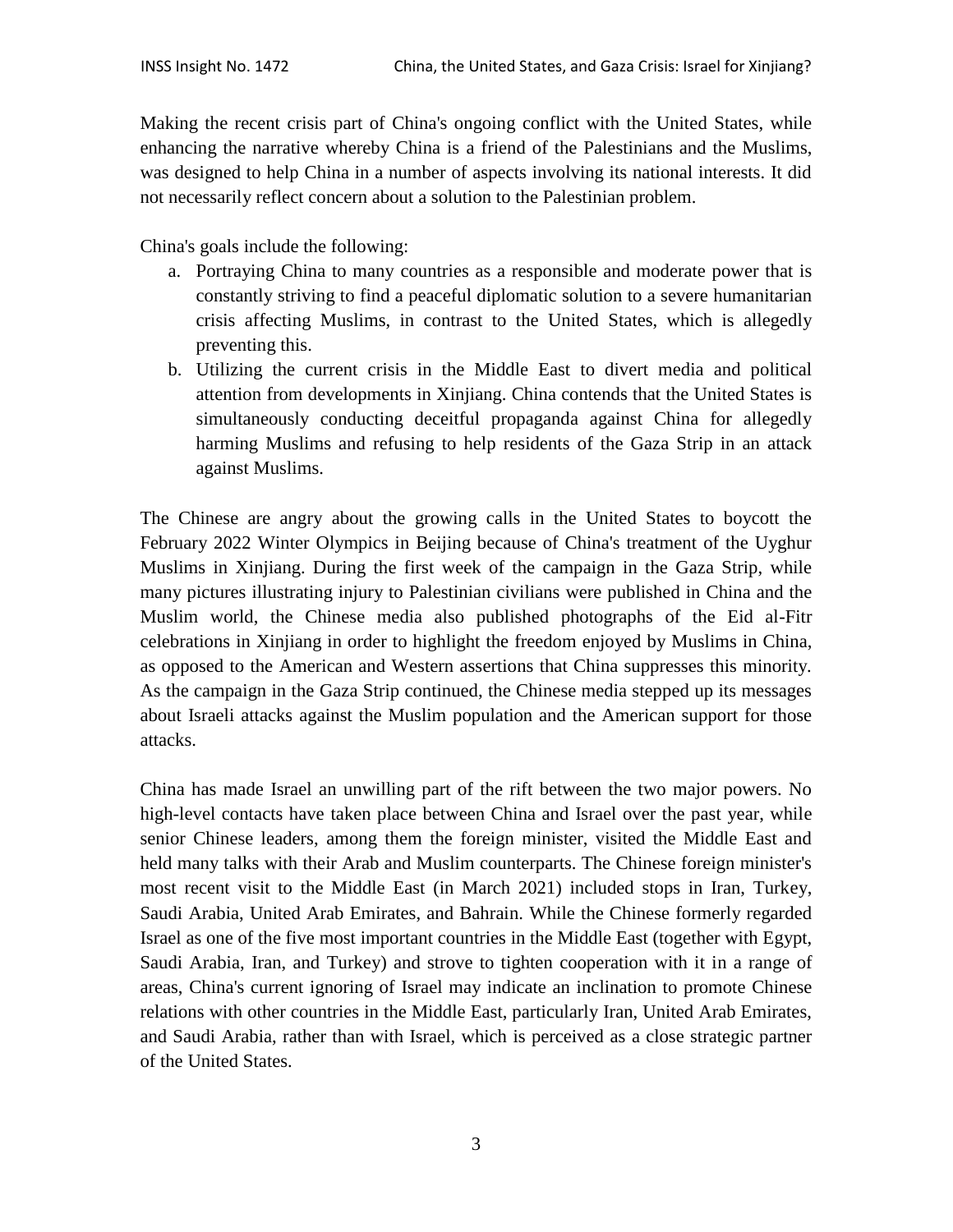Making the recent crisis part of China's ongoing conflict with the United States, while enhancing the narrative whereby China is a friend of the Palestinians and the Muslims, was designed to help China in a number of aspects involving its national interests. It did not necessarily reflect concern about a solution to the Palestinian problem.

China's goals include the following:

a. Portraying China to many countries as a responsible and moderate power that is constantly striving to find a peaceful diplomatic solution to a severe humanitarian crisis affecting Muslims, in contrast to the United States, which is allegedly preventing this.
b. Utilizing the current crisis in the Middle East to divert media and political attention from developments in Xinjiang. China contends that the United States is simultaneously conducting deceitful propaganda against China for allegedly harming Muslims and refusing to help residents of the Gaza Strip in an attack against Muslims.

The Chinese are angry about the growing calls in the United States to boycott the February 2022 Winter Olympics in Beijing because of China's treatment of the Uyghur Muslims in Xinjiang. During the first week of the campaign in the Gaza Strip, while many pictures illustrating injury to Palestinian civilians were published in China and the Muslim world, the Chinese media also published photographs of the Eid al-Fitr celebrations in Xinjiang in order to highlight the freedom enjoyed by Muslims in China, as opposed to the American and Western assertions that China suppresses this minority. As the campaign in the Gaza Strip continued, the Chinese media stepped up its messages about Israeli attacks against the Muslim population and the American support for those attacks.

China has made Israel an unwilling part of the rift between the two major powers. No high-level contacts have taken place between China and Israel over the past year, while senior Chinese leaders, among them the foreign minister, visited the Middle East and held many talks with their Arab and Muslim counterparts. The Chinese foreign minister's most recent visit to the Middle East (in March 2021) included stops in Iran, Turkey, Saudi Arabia, United Arab Emirates, and Bahrain. While the Chinese formerly regarded Israel as one of the five most important countries in the Middle East (together with Egypt, Saudi Arabia, Iran, and Turkey) and strove to tighten cooperation with it in a range of areas, China's current ignoring of Israel may indicate an inclination to promote Chinese relations with other countries in the Middle East, particularly Iran, United Arab Emirates, and Saudi Arabia, rather than with Israel, which is perceived as a close strategic partner of the United States.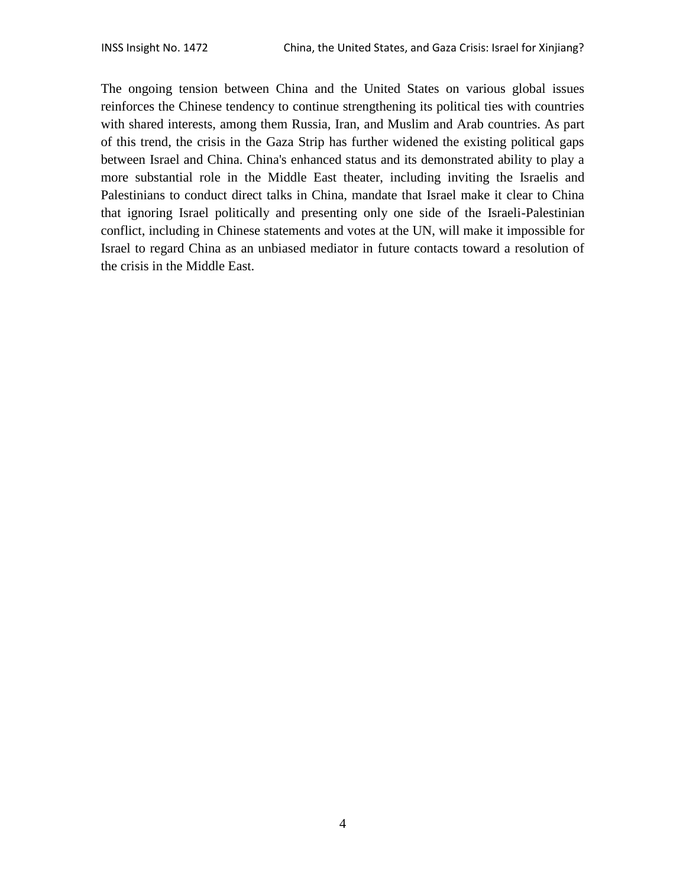The ongoing tension between China and the United States on various global issues reinforces the Chinese tendency to continue strengthening its political ties with countries with shared interests, among them Russia, Iran, and Muslim and Arab countries. As part of this trend, the crisis in the Gaza Strip has further widened the existing political gaps between Israel and China. China's enhanced status and its demonstrated ability to play a more substantial role in the Middle East theater, including inviting the Israelis and Palestinians to conduct direct talks in China, mandate that Israel make it clear to China that ignoring Israel politically and presenting only one side of the Israeli-Palestinian conflict, including in Chinese statements and votes at the UN, will make it impossible for Israel to regard China as an unbiased mediator in future contacts toward a resolution of the crisis in the Middle East.